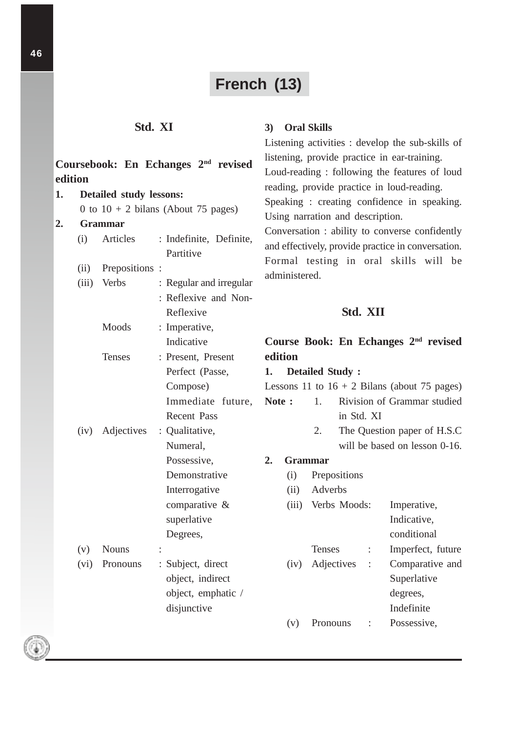# French (13)

## Std. XI

**Coursebook: En Echanges 2nd revised edition**

**1. Detailed study lessons:**

0 to 10 + 2 bilans (About 75 pages)

**2. Grammar**

(i) Articles : Indefinite, Definite, Partitive

(ii) Prepositions :

(iii) Verbs : Regular and irregular
: Reflexive and Non-Reflexive

Moods : Imperative, Indicative

Tenses : Present, Present Perfect (Passe, Compose) Immediate future, Recent Pass

(iv) Adjectives : Qualitative, Numeral, Possessive, Demonstrative Interrogative comparative & superlative Degrees,

(v) Nouns :

(vi) Pronouns : Subject, direct object, indirect object, emphatic / disjunctive

**3) Oral Skills**

Listening activities : develop the sub-skills of listening, provide practice in ear-training.

Loud-reading : following the features of loud reading, provide practice in loud-reading.

Speaking : creating confidence in speaking. Using narration and description.

Conversation : ability to converse confidently and effectively, provide practice in conversation. Formal testing in oral skills will be administered.

## Std. XII

**Course Book: En Echanges 2nd revised edition**

**1. Detailed Study :**

Lessons 11 to 16 + 2 Bilans (about 75 pages)

**Note :**
1. Rivision of Grammar studied in Std. XI
2. The Question paper of H.S.C will be based on lesson 0-16.

**2. Grammar**

(i) Prepositions

(ii) Adverbs

(iii) Verbs Moods: Imperative, Indicative, conditional

Tenses : Imperfect, future

(iv) Adjectives : Comparative and Superlative degrees, Indefinite

(v) Pronouns : Possessive,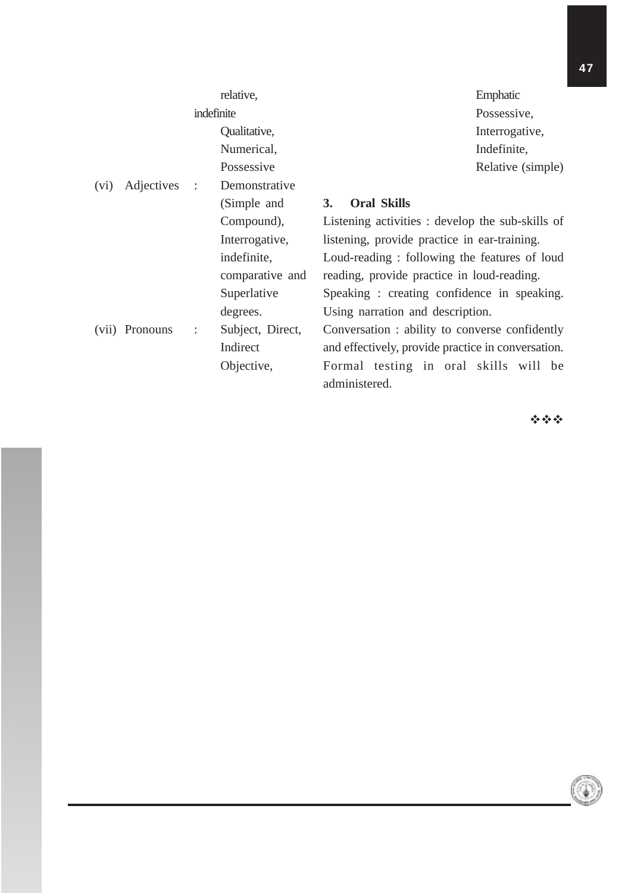relative,

indefinite

Qualitative,
Numerical,
Possessive

(vi) Adjectives : Demonstrative (Simple and Compound), Interrogative, indefinite, comparative and Superlative degrees.

(vii) Pronouns : Subject, Direct, Indirect Objective, Emphatic Possessive, Interrogative, Indefinite, Relative (simple)

**3. Oral Skills**

Listening activities : develop the sub-skills of listening, provide practice in ear-training.

Loud-reading : following the features of loud reading, provide practice in loud-reading.

Speaking : creating confidence in speaking. Using narration and description.

Conversation : ability to converse confidently and effectively, provide practice in conversation.

Formal testing in oral skills will be administered.

❖❖❖